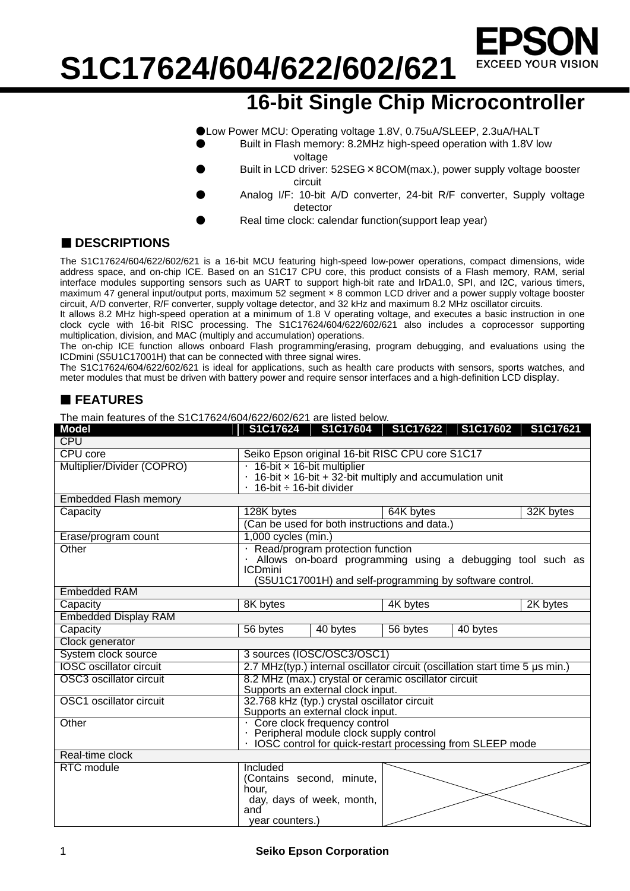# S1C17624/604/622/602/621

## 16-bit Single Chip Microcontroller

- Low Power MCU: Operating voltage 1.8V, 0.75uA/SLEEP, 2.3uA/HALT
- Built in Flash memory: 8.2MHz high-speed operation with 1.8V low voltage
- Built in LCD driver: 52SEG×8COM(max.), power supply voltage booster circuit
- Analog I/F: 10-bit A/D converter, 24-bit R/F converter, Supply voltage detector
- Real time clock: calendar function(support leap year)

## ■ DESCRIPTIONS

The S1C17624/604/622/602/621 is a 16-bit MCU featuring high-speed low-power operations, compact dimensions, wide address space, and on-chip ICE. Based on an S1C17 CPU core, this product consists of a Flash memory, RAM, serial interface modules supporting sensors such as UART to support high-bit rate and IrDA1.0, SPI, and I2C, various timers, maximum 47 general input/output ports, maximum 52 segment × 8 common LCD driver and a power supply voltage booster circuit, A/D converter, R/F converter, supply voltage detector, and 32 kHz and maximum 8.2 MHz oscillator circuits.

It allows 8.2 MHz high-speed operation at a minimum of 1.8 V operating voltage, and executes a basic instruction in one clock cycle with 16-bit RISC processing. The S1C17624/604/622/602/621 also includes a coprocessor supporting multiplication, division, and MAC (multiply and accumulation) operations.

The on-chip ICE function allows onboard Flash programming/erasing, program debugging, and evaluations using the ICDmini (S5U1C17001H) that can be connected with three signal wires.

The S1C17624/604/622/602/621 is ideal for applications, such as health care products with sensors, sports watches, and meter modules that must be driven with battery power and require sensor interfaces and a high-definition LCD display.

## ■ FEATURES

The main features of the S1C17624/604/622/602/621 are listed below.

| Model | S1C17624 | S1C17604 | S1C17622 | S1C17602 | S1C17621 |
|---|---|---|---|---|---|
| CPU | | | | | |
| CPU core | Seiko Epson original 16-bit RISC CPU core S1C17 | | | | |
| Multiplier/Divider (COPRO) | · 16-bit × 16-bit multiplier<br>· 16-bit × 16-bit + 32-bit multiply and accumulation unit<br>· 16-bit ÷ 16-bit divider | | | | |
| Embedded Flash memory | | | | | |
| Capacity | 128K bytes | | 64K bytes | | 32K bytes |
| | (Can be used for both instructions and data.) | | | | |
| Erase/program count | 1,000 cycles (min.) | | | | |
| Other | · Read/program protection function<br>· Allows on-board programming using a debugging tool such as ICDmini (S5U1C17001H) and self-programming by software control. | | | | |
| Embedded RAM | | | | | |
| Capacity | 8K bytes | | 4K bytes | | 2K bytes |
| Embedded Display RAM | | | | | |
| Capacity | 56 bytes | 40 bytes | 56 bytes | 40 bytes | |
| Clock generator | | | | | |
| System clock source | 3 sources (IOSC/OSC3/OSC1) | | | | |
| IOSC oscillator circuit | 2.7 MHz(typ.) internal oscillator circuit (oscillation start time 5 μs min.) | | | | |
| OSC3 oscillator circuit | 8.2 MHz (max.) crystal or ceramic oscillator circuit<br>Supports an external clock input. | | | | |
| OSC1 oscillator circuit | 32.768 kHz (typ.) crystal oscillator circuit<br>Supports an external clock input. | | | | |
| Other | · Core clock frequency control<br>· Peripheral module clock supply control<br>· IOSC control for quick-restart processing from SLEEP mode | | | | |
| Real-time clock | | | | | |
| RTC module | Included<br>(Contains second, minute, hour, day, days of week, month, and year counters.) | | | | |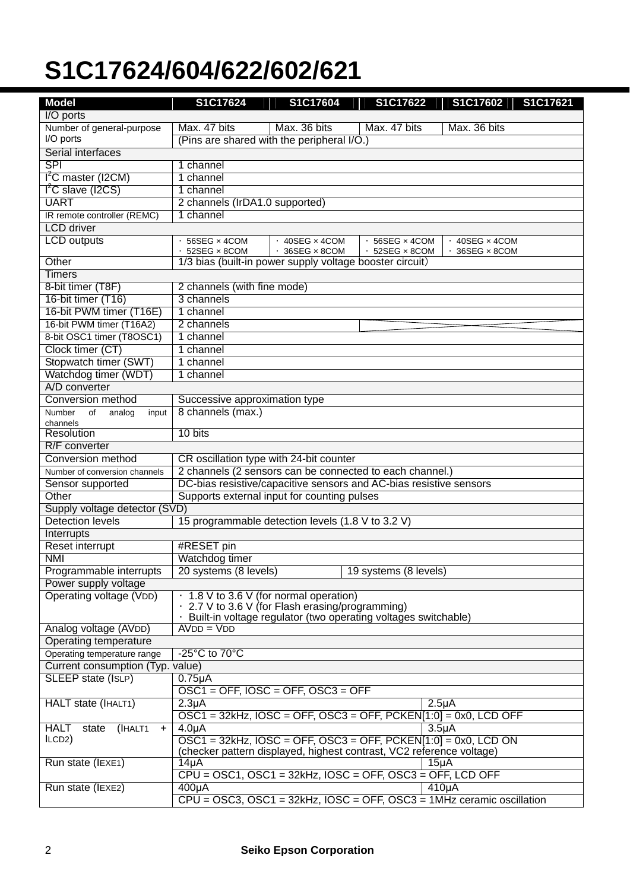# S1C17624/604/622/602/621

| Model | S1C17624 | S1C17604 | S1C17622 | S1C17602 | S1C17621 |
|---|---|---|---|---|---|
| **I/O ports** | | | | | |
| Number of general-purpose I/O ports | Max. 47 bits | Max. 36 bits | Max. 47 bits | Max. 36 bits | |
| | (Pins are shared with the peripheral I/O.) | | | | |
| **Serial interfaces** | | | | | |
| SPI | 1 channel | | | | |
| $I^2C$ master (I2CM) | 1 channel | | | | |
| $I^2C$ slave (I2CS) | 1 channel | | | | |
| UART | 2 channels (IrDA1.0 supported) | | | | |
| IR remote controller (REMC) | 1 channel | | | | |
| **LCD driver** | | | | | |
| LCD outputs | · 56SEG × 4COM<br>· 52SEG × 8COM | · 40SEG × 4COM<br>· 36SEG × 8COM | · 56SEG × 4COM<br>· 52SEG × 8COM | · 40SEG × 4COM<br>· 36SEG × 8COM | |
| Other | 1/3 bias (built-in power supply voltage booster circuit) | | | | |
| **Timers** | | | | | |
| 8-bit timer (T8F) | 2 channels (with fine mode) | | | | |
| 16-bit timer (T16) | 3 channels | | | | |
| 16-bit PWM timer (T16E) | 1 channel | | | | |
| 16-bit PWM timer (T16A2) | 2 channels | | – | – | – |
| 8-bit OSC1 timer (T8OSC1) | 1 channel | | | | |
| Clock timer (CT) | 1 channel | | | | |
| Stopwatch timer (SWT) | 1 channel | | | | |
| Watchdog timer (WDT) | 1 channel | | | | |
| **A/D converter** | | | | | |
| Conversion method | Successive approximation type | | | | |
| Number of analog input channels | 8 channels (max.) | | | | |
| Resolution | 10 bits | | | | |
| **R/F converter** | | | | | |
| Conversion method | CR oscillation type with 24-bit counter | | | | |
| Number of conversion channels | 2 channels (2 sensors can be connected to each channel.) | | | | |
| Sensor supported | DC-bias resistive/capacitive sensors and AC-bias resistive sensors | | | | |
| Other | Supports external input for counting pulses | | | | |
| **Supply voltage detector (SVD)** | | | | | |
| Detection levels | 15 programmable detection levels (1.8 V to 3.2 V) | | | | |
| **Interrupts** | | | | | |
| Reset interrupt | #RESET pin | | | | |
| NMI | Watchdog timer | | | | |
| Programmable interrupts | 20 systems (8 levels) | | 19 systems (8 levels) | | |
| **Power supply voltage** | | | | | |
| Operating voltage (VDD) | · 1.8 V to 3.6 V (for normal operation)<br>· 2.7 V to 3.6 V (for Flash erasing/programming)<br>· Built-in voltage regulator (two operating voltages switchable) | | | | |
| Analog voltage (AVDD) | AVDD = VDD | | | | |
| **Operating temperature** | | | | | |
| Operating temperature range | -25°C to 70°C | | | | |
| **Current consumption (Typ. value)** | | | | | |
| SLEEP state (ISLP) | 0.75μA | | | | |
| | OSC1 = OFF, IOSC = OFF, OSC3 = OFF | | | | |
| HALT state (IHALT1) | 2.3μA | | | 2.5μA | |
| | OSC1 = 32kHz, IOSC = OFF, OSC3 = OFF, PCKEN[1:0] = 0x0, LCD OFF | | | | |
| HALT state (IHALT1 + ILCD2) | 4.0μA | | | 3.5μA | |
| | OSC1 = 32kHz, IOSC = OFF, OSC3 = OFF, PCKEN[1:0] = 0x0, LCD ON (checker pattern displayed, highest contrast, VC2 reference voltage) | | | | |
| Run state (IEXE1) | 14μA | | | 15μA | |
| | CPU = OSC1, OSC1 = 32kHz, IOSC = OFF, OSC3 = OFF, LCD OFF | | | | |
| Run state (IEXE2) | 400μA | | | 410μA | |
| | CPU = OSC3, OSC1 = 32kHz, IOSC = OFF, OSC3 = 1MHz ceramic oscillation | | | | |

Seiko Epson Corporation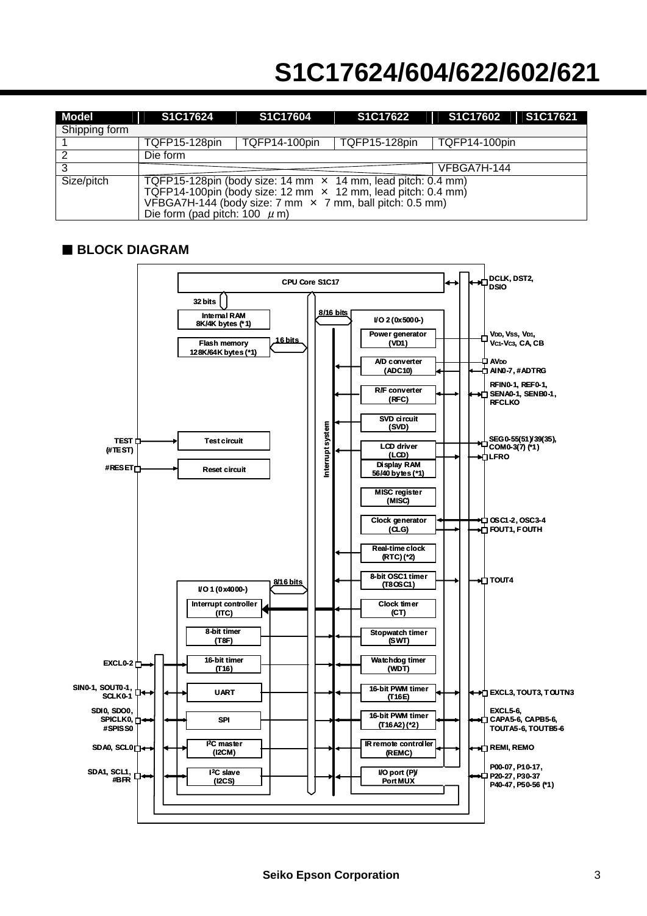| Model | S1C17624 | S1C17604 | S1C17622 | S1C17602 | S1C17621 |
|---|---|---|---|---|---|
| Shipping form | | | | | |
| 1 | TQFP15-128pin | TQFP14-100pin | TQFP15-128pin | TQFP14-100pin | |
| 2 | Die form | | | | |
| 3 | | | | VFBGA7H-144 | |
| Size/pitch | TQFP15-128pin (body size: 14 mm × 14 mm, lead pitch: 0.4 mm)<br>TQFP14-100pin (body size: 12 mm × 12 mm, lead pitch: 0.4 mm)<br>VFBGA7H-144 (body size: 7 mm × 7 mm, ball pitch: 0.5 mm)<br>Die form (pad pitch: 100 μm) | | | | |

## ■ BLOCK DIAGRAM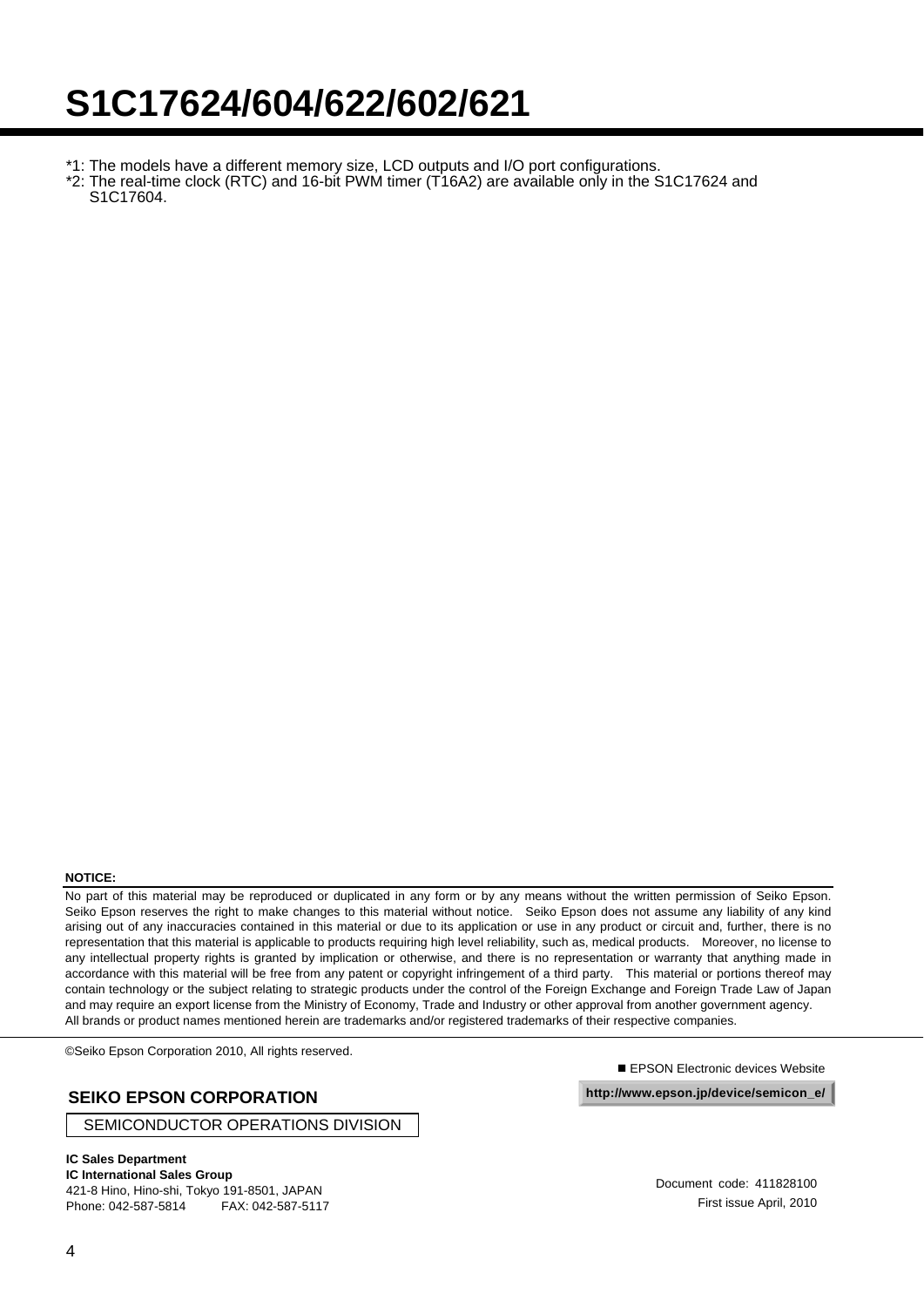# S1C17624/604/622/602/621

*1: The models have a different memory size, LCD outputs and I/O port configurations.
*2: The real-time clock (RTC) and 16-bit PWM timer (T16A2) are available only in the S1C17624 and S1C17604.

**NOTICE:**

No part of this material may be reproduced or duplicated in any form or by any means without the written permission of Seiko Epson. Seiko Epson reserves the right to make changes to this material without notice. Seiko Epson does not assume any liability of any kind arising out of any inaccuracies contained in this material or due to its application or use in any product or circuit and, further, there is no representation that this material is applicable to products requiring high level reliability, such as, medical products. Moreover, no license to any intellectual property rights is granted by implication or otherwise, and there is no representation or warranty that anything made in accordance with this material will be free from any patent or copyright infringement of a third party. This material or portions thereof may contain technology or the subject relating to strategic products under the control of the Foreign Exchange and Foreign Trade Law of Japan and may require an export license from the Ministry of Economy, Trade and Industry or other approval from another government agency.
All brands or product names mentioned herein are trademarks and/or registered trademarks of their respective companies.

©Seiko Epson Corporation 2010, All rights reserved.

■ EPSON Electronic devices Website

**http://www.epson.jp/device/semicon_e/**

**SEIKO EPSON CORPORATION**

SEMICONDUCTOR OPERATIONS DIVISION

**IC Sales Department**
**IC International Sales Group**
421-8 Hino, Hino-shi, Tokyo 191-8501, JAPAN
Phone: 042-587-5814 FAX: 042-587-5117

Document code: 411828100
First issue April, 2010